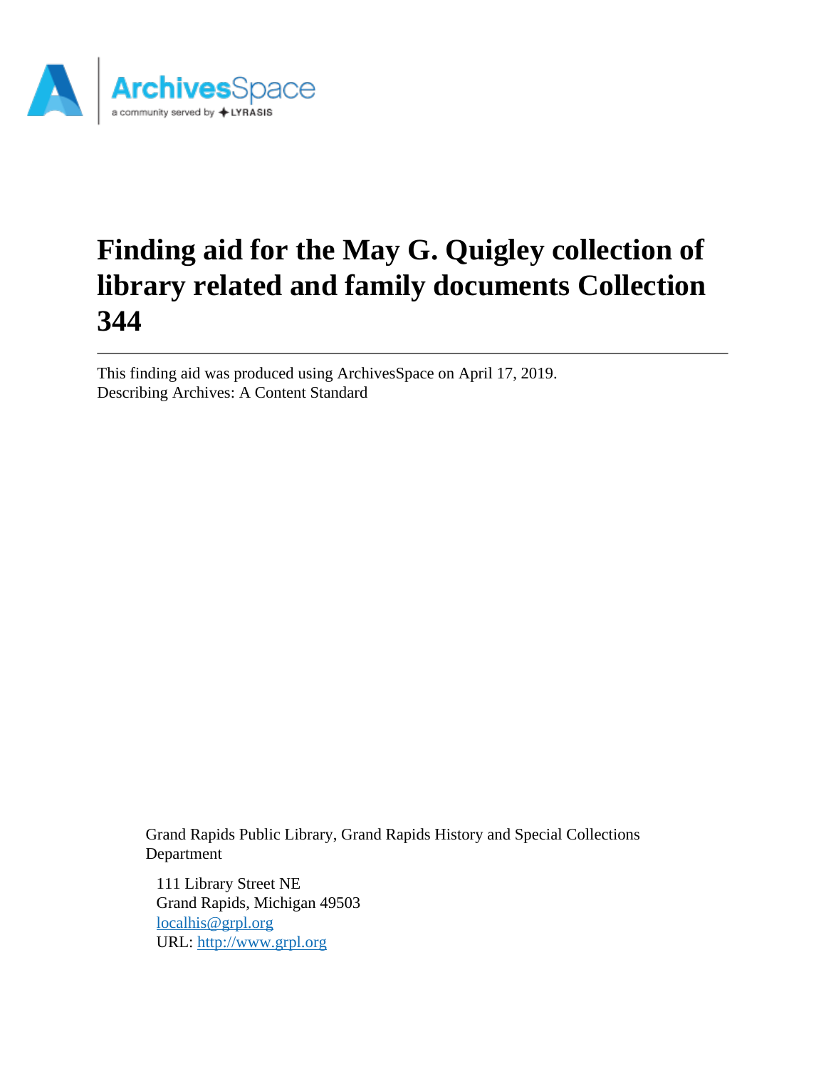# Finding aid for the May G. Quigley collection of library related and family documents Collection 344

This finding aid was produced using ArchivesSpace on April 17, 2019.
Describing Archives: A Content Standard

Grand Rapids Public Library, Grand Rapids History and Special Collections Department

111 Library Street NE
Grand Rapids, Michigan 49503
localhis@grpl.org
URL: http://www.grpl.org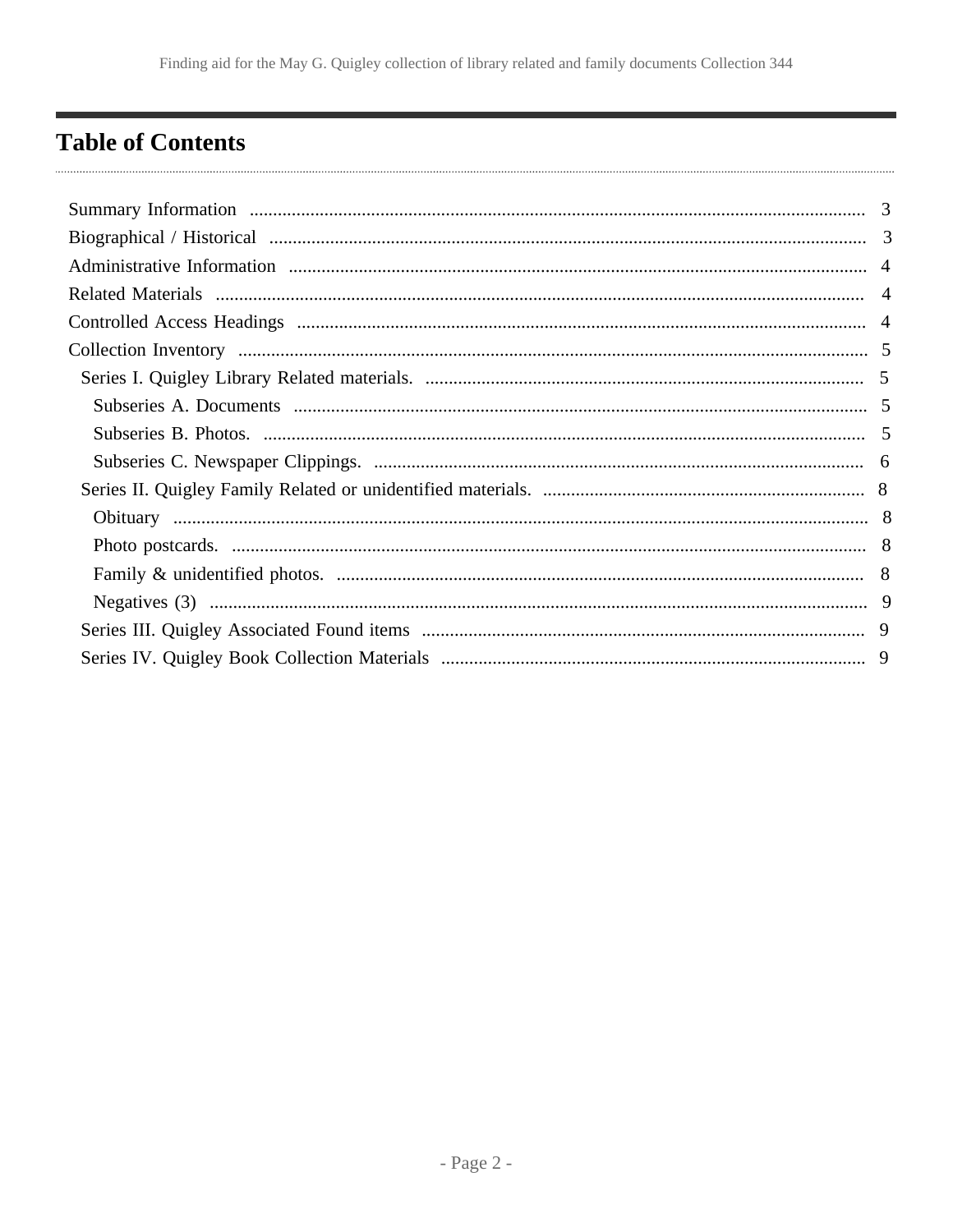## Table of Contents

- Summary Information .......... 3
- Biographical / Historical .......... 3
- Administrative Information .......... 4
- Related Materials .......... 4
- Controlled Access Headings .......... 4
- Collection Inventory .......... 5
  - Series I. Quigley Library Related materials. .......... 5
    - Subseries A. Documents .......... 5
    - Subseries B. Photos. .......... 5
    - Subseries C. Newspaper Clippings. .......... 6
  - Series II. Quigley Family Related or unidentified materials. .......... 8
    - Obituary .......... 8
    - Photo postcards. .......... 8
    - Family & unidentified photos. .......... 8
    - Negatives (3) .......... 9
  - Series III. Quigley Associated Found items .......... 9
  - Series IV. Quigley Book Collection Materials .......... 9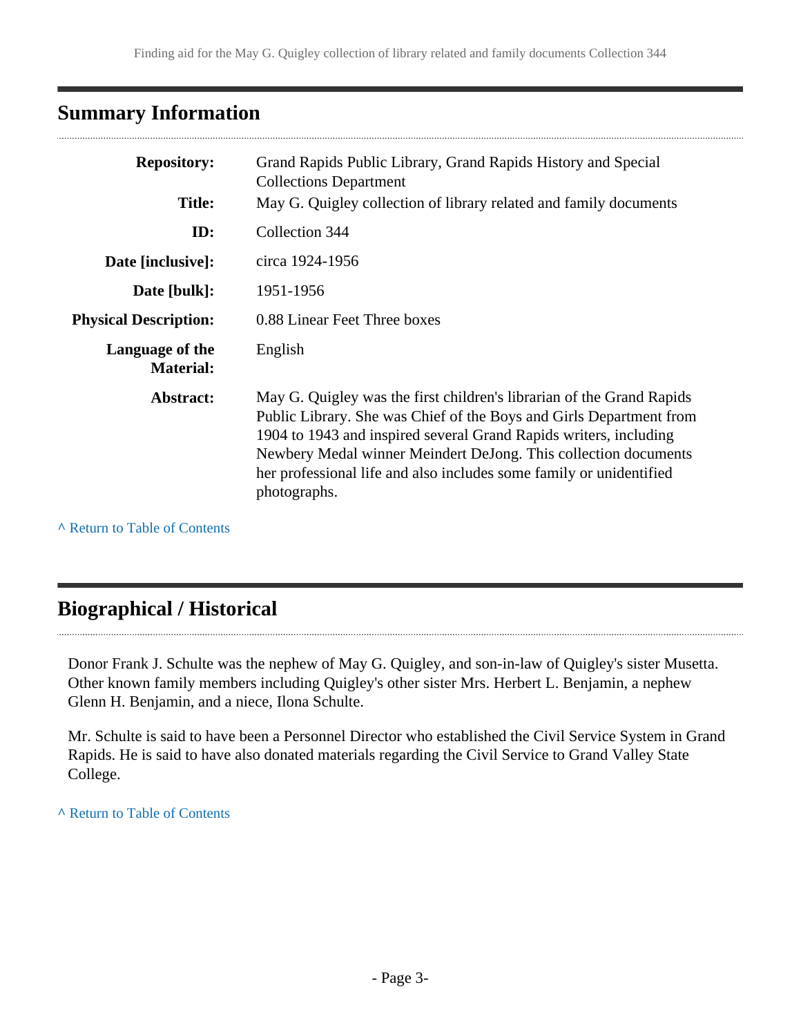## Summary Information

| | |
|---|---|
| **Repository:** | Grand Rapids Public Library, Grand Rapids History and Special Collections Department |
| **Title:** | May G. Quigley collection of library related and family documents |
| **ID:** | Collection 344 |
| **Date [inclusive]:** | circa 1924-1956 |
| **Date [bulk]:** | 1951-1956 |
| **Physical Description:** | 0.88 Linear Feet Three boxes |
| **Language of the Material:** | English |
| **Abstract:** | May G. Quigley was the first children's librarian of the Grand Rapids Public Library. She was Chief of the Boys and Girls Department from 1904 to 1943 and inspired several Grand Rapids writers, including Newbery Medal winner Meindert DeJong. This collection documents her professional life and also includes some family or unidentified photographs. |

^ Return to Table of Contents

## Biographical / Historical

Donor Frank J. Schulte was the nephew of May G. Quigley, and son-in-law of Quigley's sister Musetta. Other known family members including Quigley's other sister Mrs. Herbert L. Benjamin, a nephew Glenn H. Benjamin, and a niece, Ilona Schulte.

Mr. Schulte is said to have been a Personnel Director who established the Civil Service System in Grand Rapids. He is said to have also donated materials regarding the Civil Service to Grand Valley State College.

^ Return to Table of Contents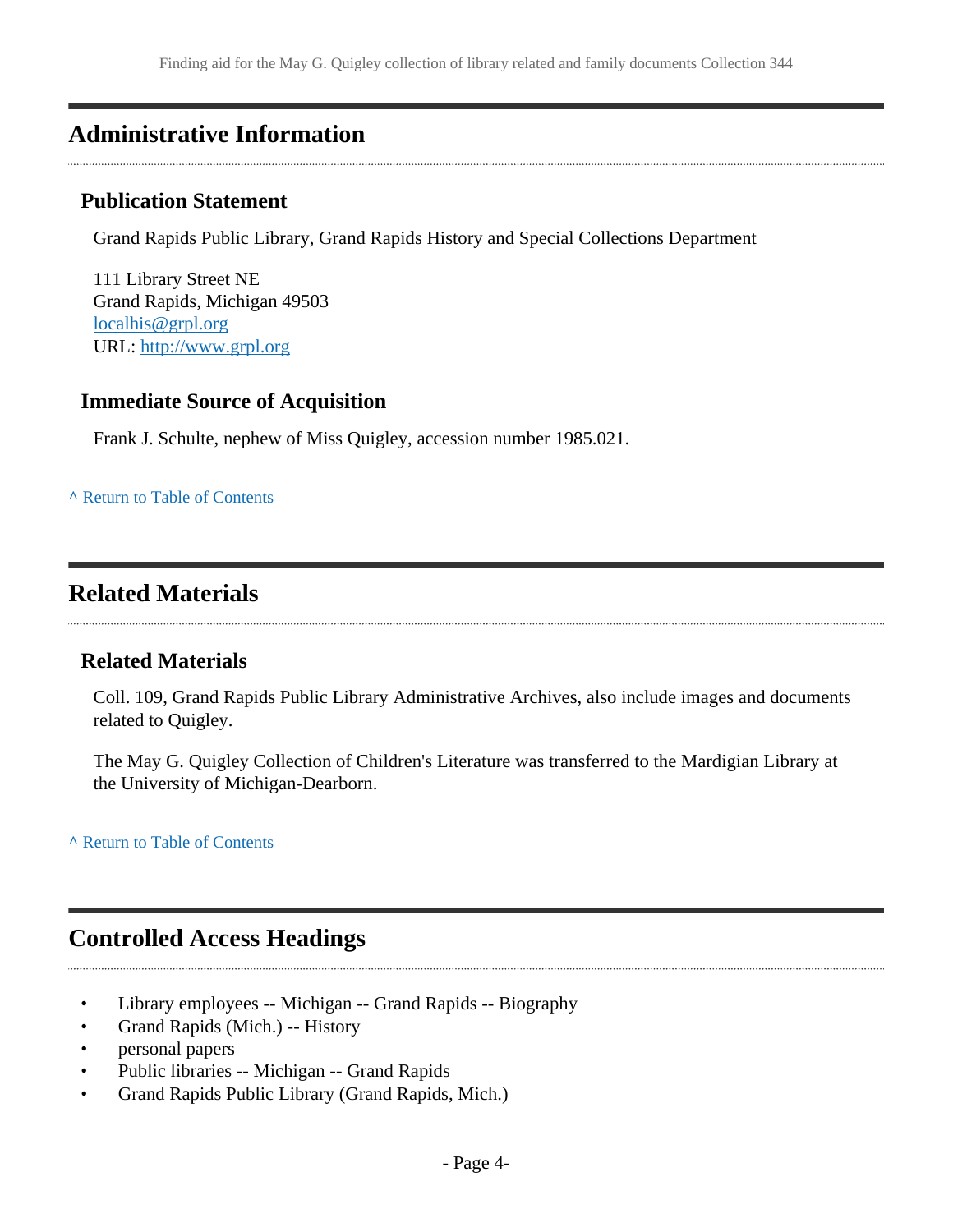## Administrative Information

### Publication Statement

Grand Rapids Public Library, Grand Rapids History and Special Collections Department

111 Library Street NE
Grand Rapids, Michigan 49503
localhis@grpl.org
URL: http://www.grpl.org

### Immediate Source of Acquisition

Frank J. Schulte, nephew of Miss Quigley, accession number 1985.021.

^ Return to Table of Contents

## Related Materials

### Related Materials

Coll. 109, Grand Rapids Public Library Administrative Archives, also include images and documents related to Quigley.

The May G. Quigley Collection of Children's Literature was transferred to the Mardigian Library at the University of Michigan-Dearborn.

^ Return to Table of Contents

## Controlled Access Headings

- Library employees -- Michigan -- Grand Rapids -- Biography
- Grand Rapids (Mich.) -- History
- personal papers
- Public libraries -- Michigan -- Grand Rapids
- Grand Rapids Public Library (Grand Rapids, Mich.)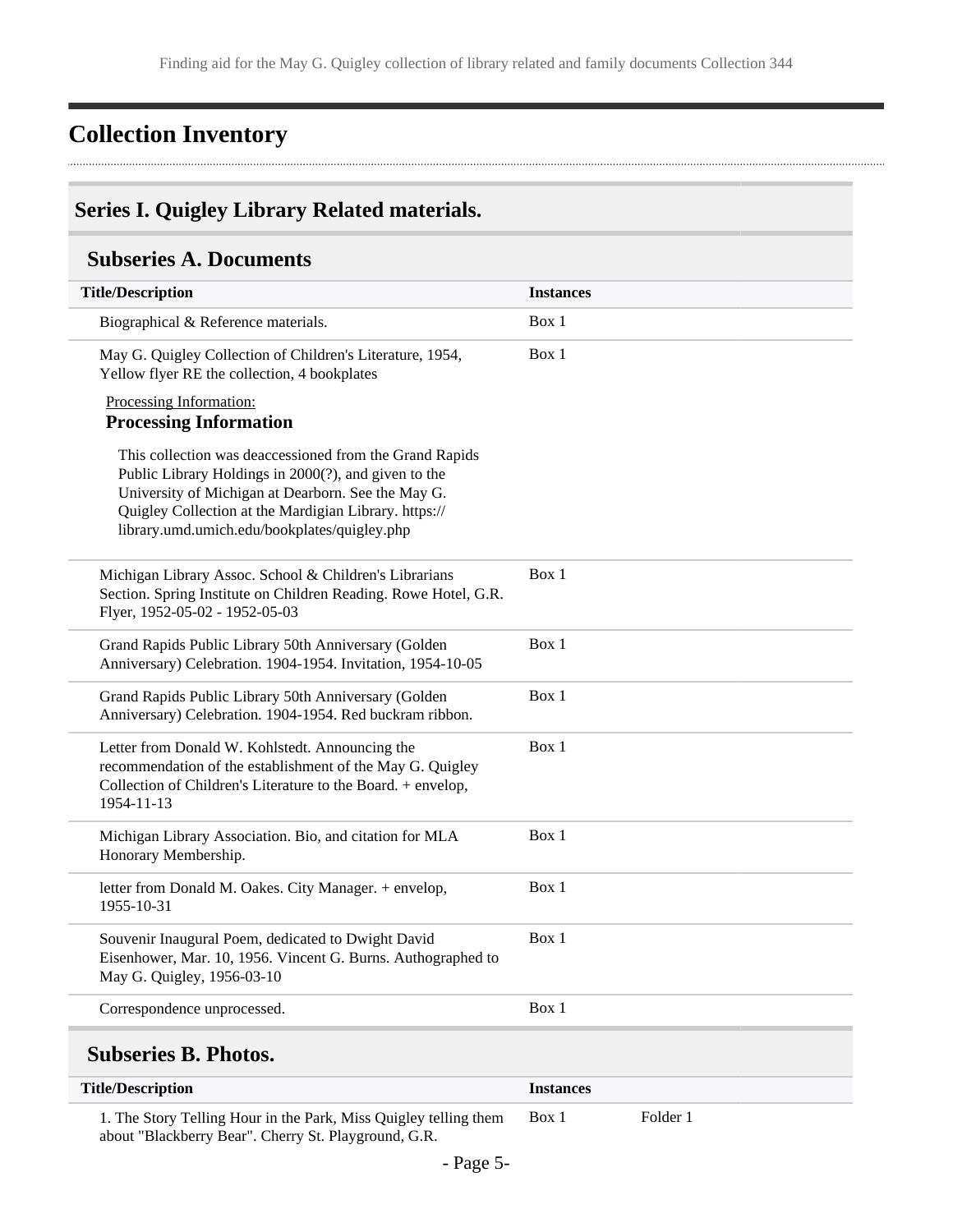# Collection Inventory

## Series I. Quigley Library Related materials.

### Subseries A. Documents

| Title/Description | Instances |
|---|---|
| Biographical & Reference materials. | Box 1 |
| May G. Quigley Collection of Children's Literature, 1954, Yellow flyer RE the collection, 4 bookplates<br><br>Processing Information:<br>**Processing Information**<br><br>This collection was deaccessioned from the Grand Rapids Public Library Holdings in 2000(?), and given to the University of Michigan at Dearborn. See the May G. Quigley Collection at the Mardigian Library. https://library.umd.umich.edu/bookplates/quigley.php | Box 1 |
| Michigan Library Assoc. School & Children's Librarians Section. Spring Institute on Children Reading. Rowe Hotel, G.R. Flyer, 1952-05-02 - 1952-05-03 | Box 1 |
| Grand Rapids Public Library 50th Anniversary (Golden Anniversary) Celebration. 1904-1954. Invitation, 1954-10-05 | Box 1 |
| Grand Rapids Public Library 50th Anniversary (Golden Anniversary) Celebration. 1904-1954. Red buckram ribbon. | Box 1 |
| Letter from Donald W. Kohlstedt. Announcing the recommendation of the establishment of the May G. Quigley Collection of Children's Literature to the Board. + envelop, 1954-11-13 | Box 1 |
| Michigan Library Association. Bio, and citation for MLA Honorary Membership. | Box 1 |
| letter from Donald M. Oakes. City Manager. + envelop, 1955-10-31 | Box 1 |
| Souvenir Inaugural Poem, dedicated to Dwight David Eisenhower, Mar. 10, 1956. Vincent G. Burns. Authographed to May G. Quigley, 1956-03-10 | Box 1 |
| Correspondence unprocessed. | Box 1 |

### Subseries B. Photos.

| Title/Description | Instances | |
|---|---|---|
| 1. The Story Telling Hour in the Park, Miss Quigley telling them about "Blackberry Bear". Cherry St. Playground, G.R. | Box 1 | Folder 1 |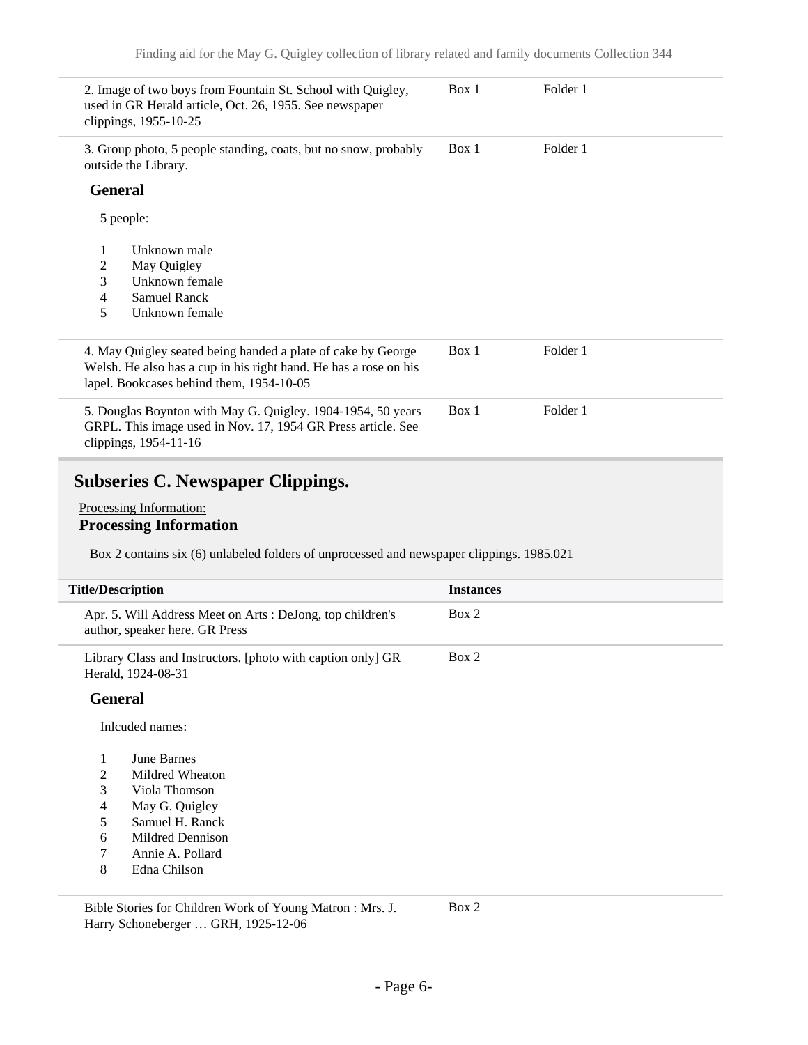| | | |
|---|---|---|
| 2. Image of two boys from Fountain St. School with Quigley, used in GR Herald article, Oct. 26, 1955. See newspaper clippings, 1955-10-25 | Box 1 | Folder 1 |
| 3. Group photo, 5 people standing, coats, but no snow, probably outside the Library. | Box 1 | Folder 1 |

**General**

5 people:

1. Unknown male
2. May Quigley
3. Unknown female
4. Samuel Ranck
5. Unknown female

| | | |
|---|---|---|
| 4. May Quigley seated being handed a plate of cake by George Welsh. He also has a cup in his right hand. He has a rose on his lapel. Bookcases behind them, 1954-10-05 | Box 1 | Folder 1 |
| 5. Douglas Boynton with May G. Quigley. 1904-1954, 50 years GRPL. This image used in Nov. 17, 1954 GR Press article. See clippings, 1954-11-16 | Box 1 | Folder 1 |

## Subseries C. Newspaper Clippings.

Processing Information:

**Processing Information**

Box 2 contains six (6) unlabeled folders of unprocessed and newspaper clippings. 1985.021

| Title/Description | Instances |
|---|---|
| Apr. 5. Will Address Meet on Arts : DeJong, top children's author, speaker here. GR Press | Box 2 |
| Library Class and Instructors. [photo with caption only] GR Herald, 1924-08-31 | Box 2 |

**General**

Inlcuded names:

1. June Barnes
2. Mildred Wheaton
3. Viola Thomson
4. May G. Quigley
5. Samuel H. Ranck
6. Mildred Dennison
7. Annie A. Pollard
8. Edna Chilson

| | |
|---|---|
| Bible Stories for Children Work of Young Matron : Mrs. J. Harry Schoneberger … GRH, 1925-12-06 | Box 2 |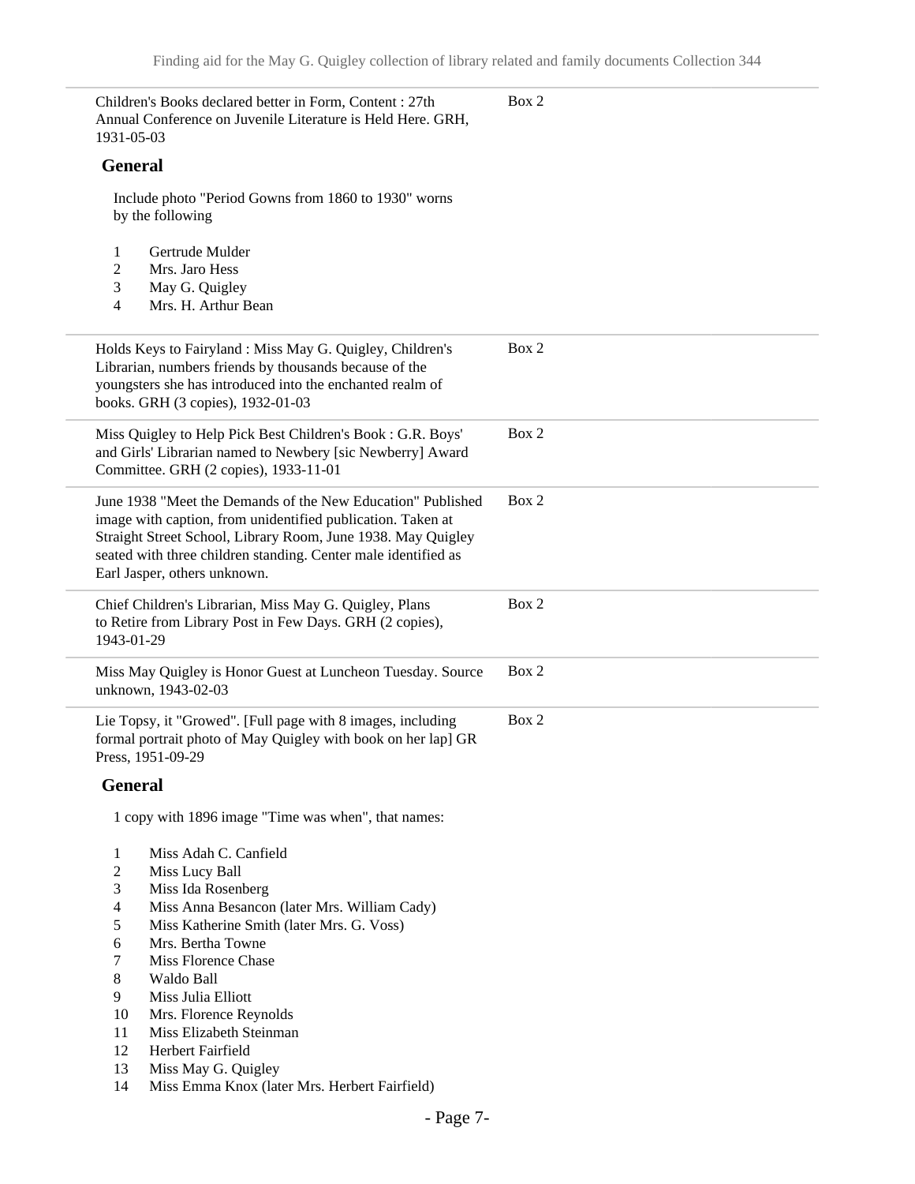Children's Books declared better in Form, Content : 27th Annual Conference on Juvenile Literature is Held Here. GRH, 1931-05-03 — Box 2

**General**

Include photo "Period Gowns from 1860 to 1930" worns by the following

1. Gertrude Mulder
2. Mrs. Jaro Hess
3. May G. Quigley
4. Mrs. H. Arthur Bean

---

Holds Keys to Fairyland : Miss May G. Quigley, Children's Librarian, numbers friends by thousands because of the youngsters she has introduced into the enchanted realm of books. GRH (3 copies), 1932-01-03 — Box 2

---

Miss Quigley to Help Pick Best Children's Book : G.R. Boys' and Girls' Librarian named to Newbery [sic Newberry] Award Committee. GRH (2 copies), 1933-11-01 — Box 2

---

June 1938 "Meet the Demands of the New Education" Published image with caption, from unidentified publication. Taken at Straight Street School, Library Room, June 1938. May Quigley seated with three children standing. Center male identified as Earl Jasper, others unknown. — Box 2

---

Chief Children's Librarian, Miss May G. Quigley, Plans to Retire from Library Post in Few Days. GRH (2 copies), 1943-01-29 — Box 2

---

Miss May Quigley is Honor Guest at Luncheon Tuesday. Source unknown, 1943-02-03 — Box 2

---

Lie Topsy, it "Growed". [Full page with 8 images, including formal portrait photo of May Quigley with book on her lap] GR Press, 1951-09-29 — Box 2

**General**

1 copy with 1896 image "Time was when", that names:

1. Miss Adah C. Canfield
2. Miss Lucy Ball
3. Miss Ida Rosenberg
4. Miss Anna Besancon (later Mrs. William Cady)
5. Miss Katherine Smith (later Mrs. G. Voss)
6. Mrs. Bertha Towne
7. Miss Florence Chase
8. Waldo Ball
9. Miss Julia Elliott
10. Mrs. Florence Reynolds
11. Miss Elizabeth Steinman
12. Herbert Fairfield
13. Miss May G. Quigley
14. Miss Emma Knox (later Mrs. Herbert Fairfield)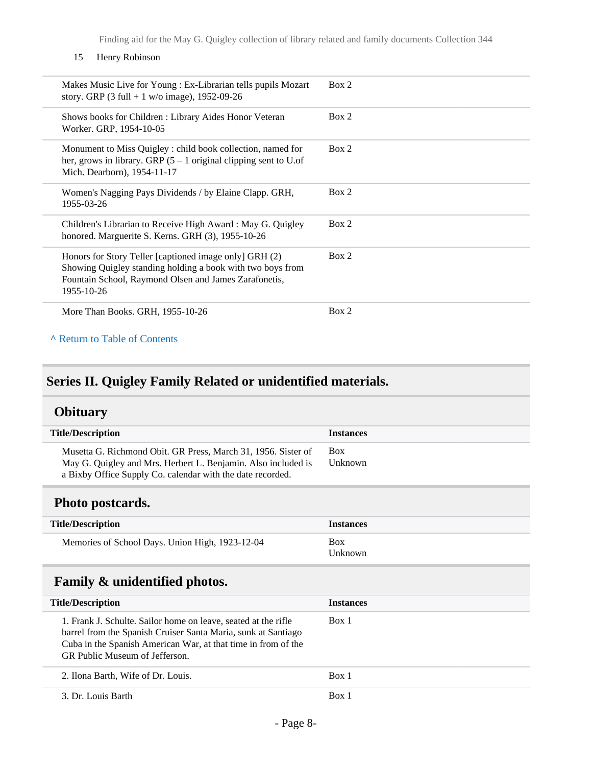15 Henry Robinson

| | |
|---|---|
| Makes Music Live for Young : Ex-Librarian tells pupils Mozart story. GRP (3 full + 1 w/o image), 1952-09-26 | Box 2 |
| Shows books for Children : Library Aides Honor Veteran Worker. GRP, 1954-10-05 | Box 2 |
| Monument to Miss Quigley : child book collection, named for her, grows in library. GRP (5 – 1 original clipping sent to U.of Mich. Dearborn), 1954-11-17 | Box 2 |
| Women's Nagging Pays Dividends / by Elaine Clapp. GRH, 1955-03-26 | Box 2 |
| Children's Librarian to Receive High Award : May G. Quigley honored. Marguerite S. Kerns. GRH (3), 1955-10-26 | Box 2 |
| Honors for Story Teller [captioned image only] GRH (2) Showing Quigley standing holding a book with two boys from Fountain School, Raymond Olsen and James Zarafonetis, 1955-10-26 | Box 2 |
| More Than Books. GRH, 1955-10-26 | Box 2 |

^ Return to Table of Contents

## Series II. Quigley Family Related or unidentified materials.

### Obituary

| Title/Description | Instances |
|---|---|
| Musetta G. Richmond Obit. GR Press, March 31, 1956. Sister of May G. Quigley and Mrs. Herbert L. Benjamin. Also included is a Bixby Office Supply Co. calendar with the date recorded. | Box Unknown |

### Photo postcards.

| Title/Description | Instances |
|---|---|
| Memories of School Days. Union High, 1923-12-04 | Box Unknown |

### Family & unidentified photos.

| Title/Description | Instances |
|---|---|
| 1. Frank J. Schulte. Sailor home on leave, seated at the rifle barrel from the Spanish Cruiser Santa Maria, sunk at Santiago Cuba in the Spanish American War, at that time in from of the GR Public Museum of Jefferson. | Box 1 |
| 2. Ilona Barth, Wife of Dr. Louis. | Box 1 |
| 3. Dr. Louis Barth | Box 1 |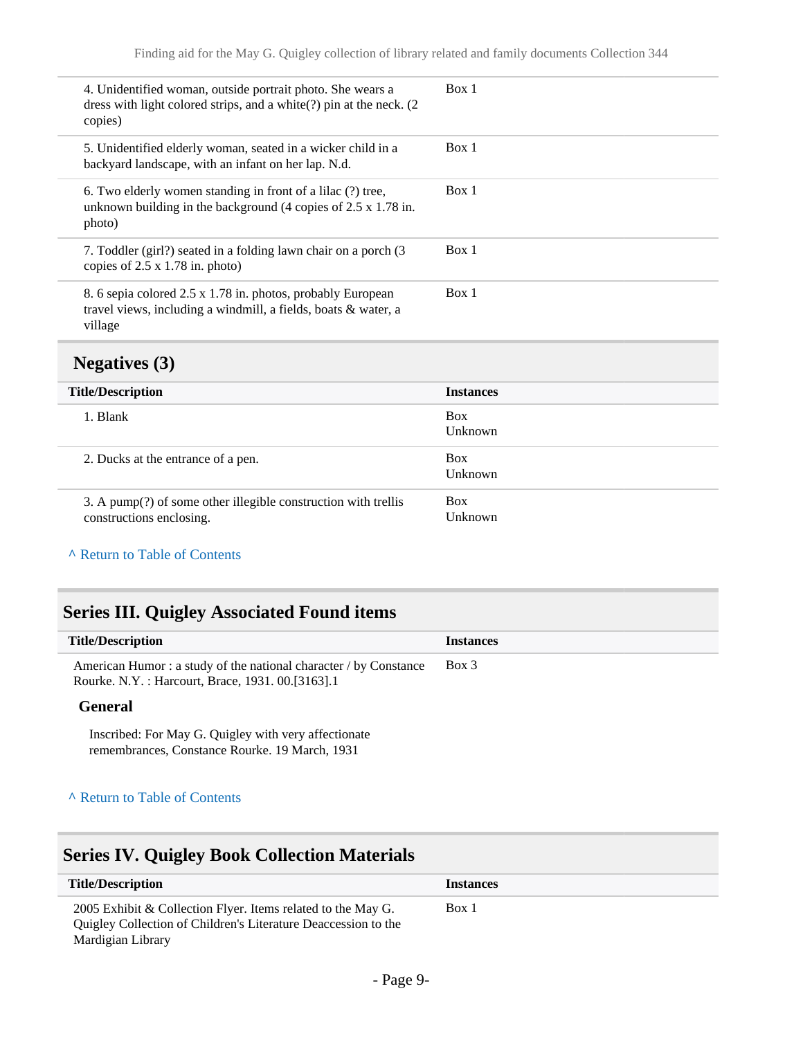| Title/Description | Instances |
| --- | --- |
| 4. Unidentified woman, outside portrait photo. She wears a dress with light colored strips, and a white(?) pin at the neck. (2 copies) | Box 1 |
| 5. Unidentified elderly woman, seated in a wicker child in a backyard landscape, with an infant on her lap. N.d. | Box 1 |
| 6. Two elderly women standing in front of a lilac (?) tree, unknown building in the background (4 copies of 2.5 x 1.78 in. photo) | Box 1 |
| 7. Toddler (girl?) seated in a folding lawn chair on a porch (3 copies of 2.5 x 1.78 in. photo) | Box 1 |
| 8. 6 sepia colored 2.5 x 1.78 in. photos, probably European travel views, including a windmill, a fields, boats & water, a village | Box 1 |

### Negatives (3)

| Title/Description | Instances |
| --- | --- |
| 1. Blank | Box Unknown |
| 2. Ducks at the entrance of a pen. | Box Unknown |
| 3. A pump(?) of some other illegible construction with trellis constructions enclosing. | Box Unknown |

^ Return to Table of Contents

## Series III. Quigley Associated Found items

| Title/Description | Instances |
| --- | --- |
| American Humor : a study of the national character / by Constance Rourke. N.Y. : Harcourt, Brace, 1931. 00.[3163].1 | Box 3 |

**General**

Inscribed: For May G. Quigley with very affectionate remembrances, Constance Rourke. 19 March, 1931

^ Return to Table of Contents

## Series IV. Quigley Book Collection Materials

| Title/Description | Instances |
| --- | --- |
| 2005 Exhibit & Collection Flyer. Items related to the May G. Quigley Collection of Children's Literature Deaccession to the Mardigian Library | Box 1 |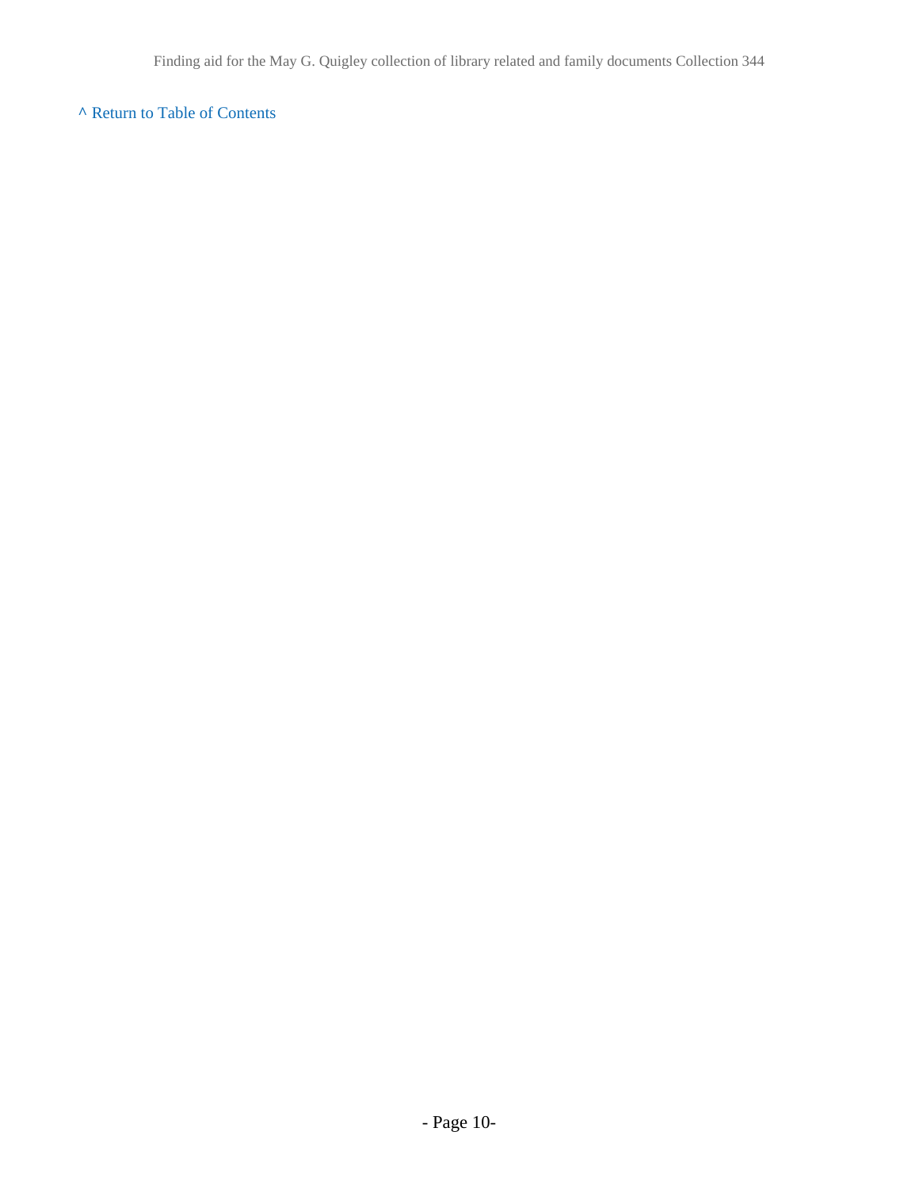^ Return to Table of Contents